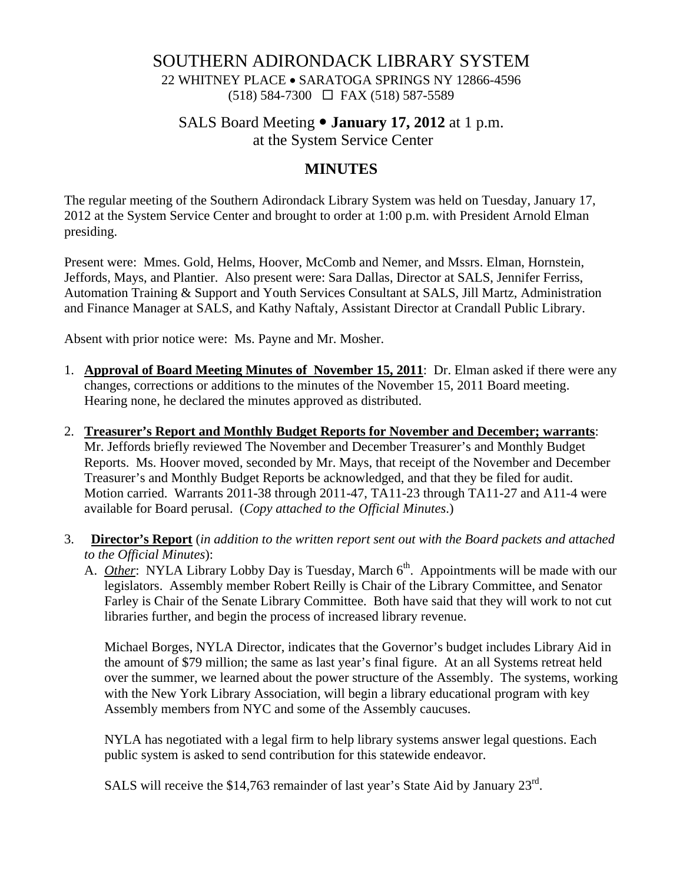# SOUTHERN ADIRONDACK LIBRARY SYSTEM

22 WHITNEY PLACE • SARATOGA SPRINGS NY 12866-4596
(518) 584-7300 ☐ FAX (518) 587-5589

## SALS Board Meeting • **January 17, 2012** at 1 p.m.
## at the System Service Center

# MINUTES

The regular meeting of the Southern Adirondack Library System was held on Tuesday, January 17, 2012 at the System Service Center and brought to order at 1:00 p.m. with President Arnold Elman presiding.

Present were: Mmes. Gold, Helms, Hoover, McComb and Nemer, and Mssrs. Elman, Hornstein, Jeffords, Mays, and Plantier. Also present were: Sara Dallas, Director at SALS, Jennifer Ferriss, Automation Training & Support and Youth Services Consultant at SALS, Jill Martz, Administration and Finance Manager at SALS, and Kathy Naftaly, Assistant Director at Crandall Public Library.

Absent with prior notice were: Ms. Payne and Mr. Mosher.

1. **Approval of Board Meeting Minutes of November 15, 2011**: Dr. Elman asked if there were any changes, corrections or additions to the minutes of the November 15, 2011 Board meeting. Hearing none, he declared the minutes approved as distributed.

2. **Treasurer's Report and Monthly Budget Reports for November and December; warrants**: Mr. Jeffords briefly reviewed The November and December Treasurer's and Monthly Budget Reports. Ms. Hoover moved, seconded by Mr. Mays, that receipt of the November and December Treasurer's and Monthly Budget Reports be acknowledged, and that they be filed for audit. Motion carried. Warrants 2011-38 through 2011-47, TA11-23 through TA11-27 and A11-4 were available for Board perusal. (*Copy attached to the Official Minutes*.)

3. **Director's Report** (*in addition to the written report sent out with the Board packets and attached to the Official Minutes*):

   A. *Other*: NYLA Library Lobby Day is Tuesday, March 6th. Appointments will be made with our legislators. Assembly member Robert Reilly is Chair of the Library Committee, and Senator Farley is Chair of the Senate Library Committee. Both have said that they will work to not cut libraries further, and begin the process of increased library revenue.

   Michael Borges, NYLA Director, indicates that the Governor's budget includes Library Aid in the amount of $79 million; the same as last year's final figure. At an all Systems retreat held over the summer, we learned about the power structure of the Assembly. The systems, working with the New York Library Association, will begin a library educational program with key Assembly members from NYC and some of the Assembly caucuses.

   NYLA has negotiated with a legal firm to help library systems answer legal questions. Each public system is asked to send contribution for this statewide endeavor.

   SALS will receive the $14,763 remainder of last year's State Aid by January 23rd.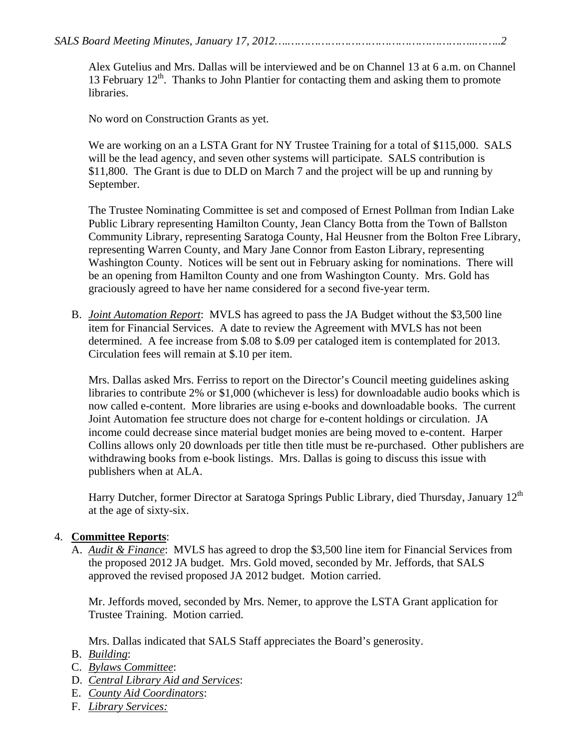Alex Gutelius and Mrs. Dallas will be interviewed and be on Channel 13 at 6 a.m. on Channel 13 February 12th. Thanks to John Plantier for contacting them and asking them to promote libraries.

No word on Construction Grants as yet.

We are working on an a LSTA Grant for NY Trustee Training for a total of $115,000. SALS will be the lead agency, and seven other systems will participate. SALS contribution is $11,800. The Grant is due to DLD on March 7 and the project will be up and running by September.

The Trustee Nominating Committee is set and composed of Ernest Pollman from Indian Lake Public Library representing Hamilton County, Jean Clancy Botta from the Town of Ballston Community Library, representing Saratoga County, Hal Heusner from the Bolton Free Library, representing Warren County, and Mary Jane Connor from Easton Library, representing Washington County. Notices will be sent out in February asking for nominations. There will be an opening from Hamilton County and one from Washington County. Mrs. Gold has graciously agreed to have her name considered for a second five-year term.

B. ***Joint Automation Report***: MVLS has agreed to pass the JA Budget without the $3,500 line item for Financial Services. A date to review the Agreement with MVLS has not been determined. A fee increase from $.08 to $.09 per cataloged item is contemplated for 2013. Circulation fees will remain at $.10 per item.

   Mrs. Dallas asked Mrs. Ferriss to report on the Director's Council meeting guidelines asking libraries to contribute 2% or $1,000 (whichever is less) for downloadable audio books which is now called e-content. More libraries are using e-books and downloadable books. The current Joint Automation fee structure does not charge for e-content holdings or circulation. JA income could decrease since material budget monies are being moved to e-content. Harper Collins allows only 20 downloads per title then title must be re-purchased. Other publishers are withdrawing books from e-book listings. Mrs. Dallas is going to discuss this issue with publishers when at ALA.

   Harry Dutcher, former Director at Saratoga Springs Public Library, died Thursday, January 12th at the age of sixty-six.

4. **Committee Reports**:

   A. *Audit & Finance*: MVLS has agreed to drop the $3,500 line item for Financial Services from the proposed 2012 JA budget. Mrs. Gold moved, seconded by Mr. Jeffords, that SALS approved the revised proposed JA 2012 budget. Motion carried.

   Mr. Jeffords moved, seconded by Mrs. Nemer, to approve the LSTA Grant application for Trustee Training. Motion carried.

   Mrs. Dallas indicated that SALS Staff appreciates the Board's generosity.

   B. *Building*:

   C. *Bylaws Committee*:

   D. *Central Library Aid and Services*:

   E. *County Aid Coordinators*:

   F. *Library Services:*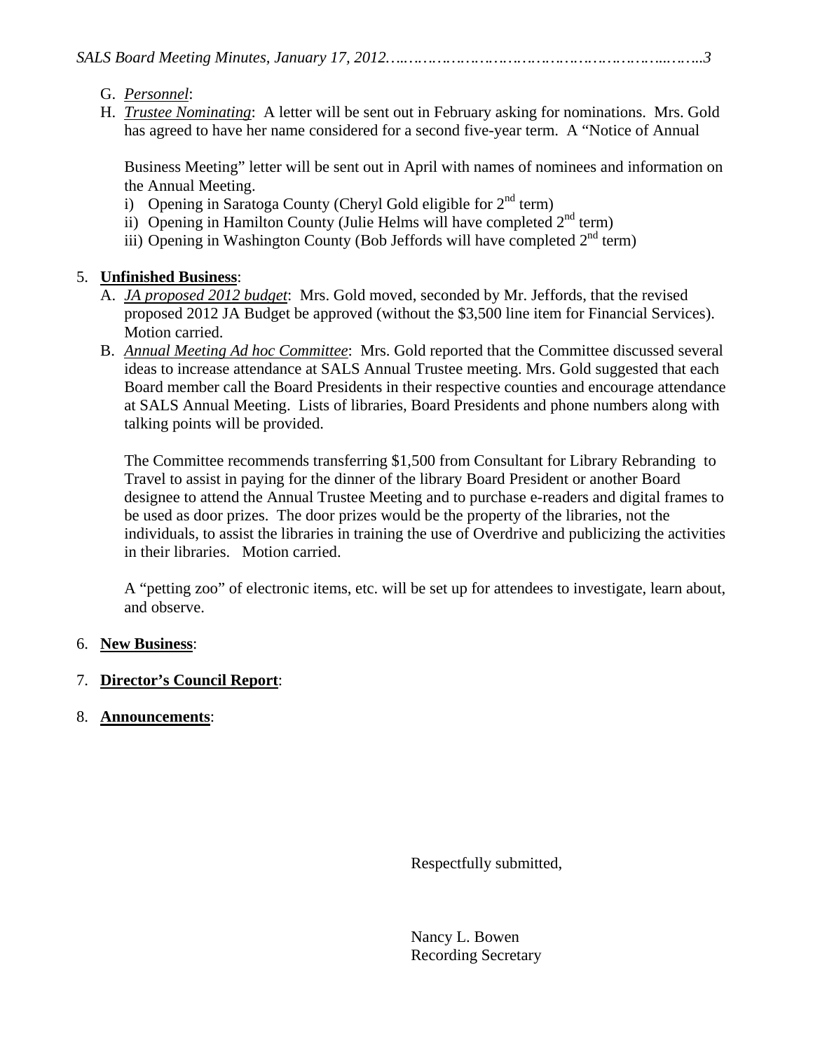G. *Personnel*:

H. *Trustee Nominating*: A letter will be sent out in February asking for nominations. Mrs. Gold has agreed to have her name considered for a second five-year term. A "Notice of Annual

   Business Meeting" letter will be sent out in April with names of nominees and information on the Annual Meeting.

   i) Opening in Saratoga County (Cheryl Gold eligible for 2nd term)
   ii) Opening in Hamilton County (Julie Helms will have completed 2nd term)
   iii) Opening in Washington County (Bob Jeffords will have completed 2nd term)

5. **Unfinished Business**:

   A. *JA proposed 2012 budget*: Mrs. Gold moved, seconded by Mr. Jeffords, that the revised proposed 2012 JA Budget be approved (without the $3,500 line item for Financial Services). Motion carried.

   B. *Annual Meeting Ad hoc Committee*: Mrs. Gold reported that the Committee discussed several ideas to increase attendance at SALS Annual Trustee meeting. Mrs. Gold suggested that each Board member call the Board Presidents in their respective counties and encourage attendance at SALS Annual Meeting. Lists of libraries, Board Presidents and phone numbers along with talking points will be provided.

   The Committee recommends transferring $1,500 from Consultant for Library Rebranding to Travel to assist in paying for the dinner of the library Board President or another Board designee to attend the Annual Trustee Meeting and to purchase e-readers and digital frames to be used as door prizes. The door prizes would be the property of the libraries, not the individuals, to assist the libraries in training the use of Overdrive and publicizing the activities in their libraries. Motion carried.

   A "petting zoo" of electronic items, etc. will be set up for attendees to investigate, learn about, and observe.

6. **New Business**:

7. **Director's Council Report**:

8. **Announcements**:

Respectfully submitted,

Nancy L. Bowen
Recording Secretary